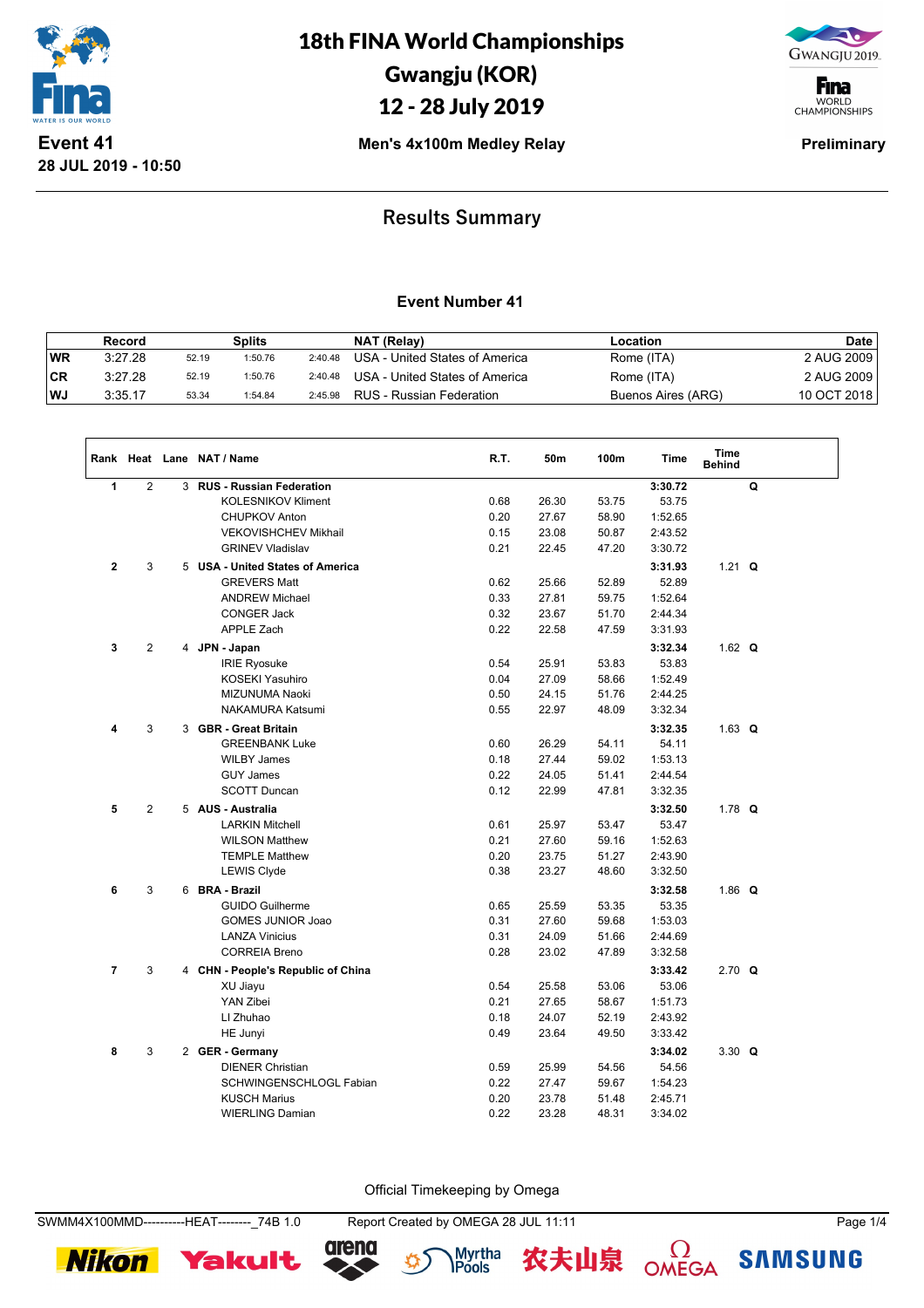# 18th FINA World Championships
## Gwangju (KOR)
## 12 - 28 July 2019

**Event 41**
**28 JUL 2019 - 10:50**

**Men's 4x100m Medley Relay**

**Preliminary**

## Results Summary

### Event Number 41

| | Record | Splits | | | NAT (Relay) | Location | Date |
|---|---|---|---|---|---|---|---|
| WR | 3:27.28 | 52.19 | 1:50.76 | 2:40.48 | USA - United States of America | Rome (ITA) | 2 AUG 2009 |
| CR | 3:27.28 | 52.19 | 1:50.76 | 2:40.48 | USA - United States of America | Rome (ITA) | 2 AUG 2009 |
| WJ | 3:35.17 | 53.34 | 1:54.84 | 2:45.98 | RUS - Russian Federation | Buenos Aires (ARG) | 10 OCT 2018 |

| Rank | Heat | Lane | NAT / Name | R.T. | 50m | 100m | Time | Time Behind | |
|---|---|---|---|---|---|---|---|---|---|
| 1 | 2 | 3 | **RUS - Russian Federation** | | | | **3:30.72** | | **Q** |
| | | | KOLESNIKOV Kliment | 0.68 | 26.30 | 53.75 | 53.75 | | |
| | | | CHUPKOV Anton | 0.20 | 27.67 | 58.90 | 1:52.65 | | |
| | | | VEKOVISHCHEV Mikhail | 0.15 | 23.08 | 50.87 | 2:43.52 | | |
| | | | GRINEV Vladislav | 0.21 | 22.45 | 47.20 | 3:30.72 | | |
| 2 | 3 | 5 | **USA - United States of America** | | | | **3:31.93** | 1.21 | **Q** |
| | | | GREVERS Matt | 0.62 | 25.66 | 52.89 | 52.89 | | |
| | | | ANDREW Michael | 0.33 | 27.81 | 59.75 | 1:52.64 | | |
| | | | CONGER Jack | 0.32 | 23.67 | 51.70 | 2:44.34 | | |
| | | | APPLE Zach | 0.22 | 22.58 | 47.59 | 3:31.93 | | |
| 3 | 2 | 4 | **JPN - Japan** | | | | **3:32.34** | 1.62 | **Q** |
| | | | IRIE Ryosuke | 0.54 | 25.91 | 53.83 | 53.83 | | |
| | | | KOSEKI Yasuhiro | 0.04 | 27.09 | 58.66 | 1:52.49 | | |
| | | | MIZUNUMA Naoki | 0.50 | 24.15 | 51.76 | 2:44.25 | | |
| | | | NAKAMURA Katsumi | 0.55 | 22.97 | 48.09 | 3:32.34 | | |
| 4 | 3 | 3 | **GBR - Great Britain** | | | | **3:32.35** | 1.63 | **Q** |
| | | | GREENBANK Luke | 0.60 | 26.29 | 54.11 | 54.11 | | |
| | | | WILBY James | 0.18 | 27.44 | 59.02 | 1:53.13 | | |
| | | | GUY James | 0.22 | 24.05 | 51.41 | 2:44.54 | | |
| | | | SCOTT Duncan | 0.12 | 22.99 | 47.81 | 3:32.35 | | |
| 5 | 2 | 5 | **AUS - Australia** | | | | **3:32.50** | 1.78 | **Q** |
| | | | LARKIN Mitchell | 0.61 | 25.97 | 53.47 | 53.47 | | |
| | | | WILSON Matthew | 0.21 | 27.60 | 59.16 | 1:52.63 | | |
| | | | TEMPLE Matthew | 0.20 | 23.75 | 51.27 | 2:43.90 | | |
| | | | LEWIS Clyde | 0.38 | 23.27 | 48.60 | 3:32.50 | | |
| 6 | 3 | 6 | **BRA - Brazil** | | | | **3:32.58** | 1.86 | **Q** |
| | | | GUIDO Guilherme | 0.65 | 25.59 | 53.35 | 53.35 | | |
| | | | GOMES JUNIOR Joao | 0.31 | 27.60 | 59.68 | 1:53.03 | | |
| | | | LANZA Vinicius | 0.31 | 24.09 | 51.66 | 2:44.69 | | |
| | | | CORREIA Breno | 0.28 | 23.02 | 47.89 | 3:32.58 | | |
| 7 | 3 | 4 | **CHN - People's Republic of China** | | | | **3:33.42** | 2.70 | **Q** |
| | | | XU Jiayu | 0.54 | 25.58 | 53.06 | 53.06 | | |
| | | | YAN Zibei | 0.21 | 27.65 | 58.67 | 1:51.73 | | |
| | | | LI Zhuhao | 0.18 | 24.07 | 52.19 | 2:43.92 | | |
| | | | HE Junyi | 0.49 | 23.64 | 49.50 | 3:33.42 | | |
| 8 | 3 | 2 | **GER - Germany** | | | | **3:34.02** | 3.30 | **Q** |
| | | | DIENER Christian | 0.59 | 25.99 | 54.56 | 54.56 | | |
| | | | SCHWINGENSCHLOGL Fabian | 0.22 | 27.47 | 59.67 | 1:54.23 | | |
| | | | KUSCH Marius | 0.20 | 23.78 | 51.48 | 2:45.71 | | |
| | | | WIERLING Damian | 0.22 | 23.28 | 48.31 | 3:34.02 | | |

Official Timekeeping by Omega

SWMM4X100MMD----------HEAT--------_74B 1.0 Report Created by OMEGA 28 JUL 11:11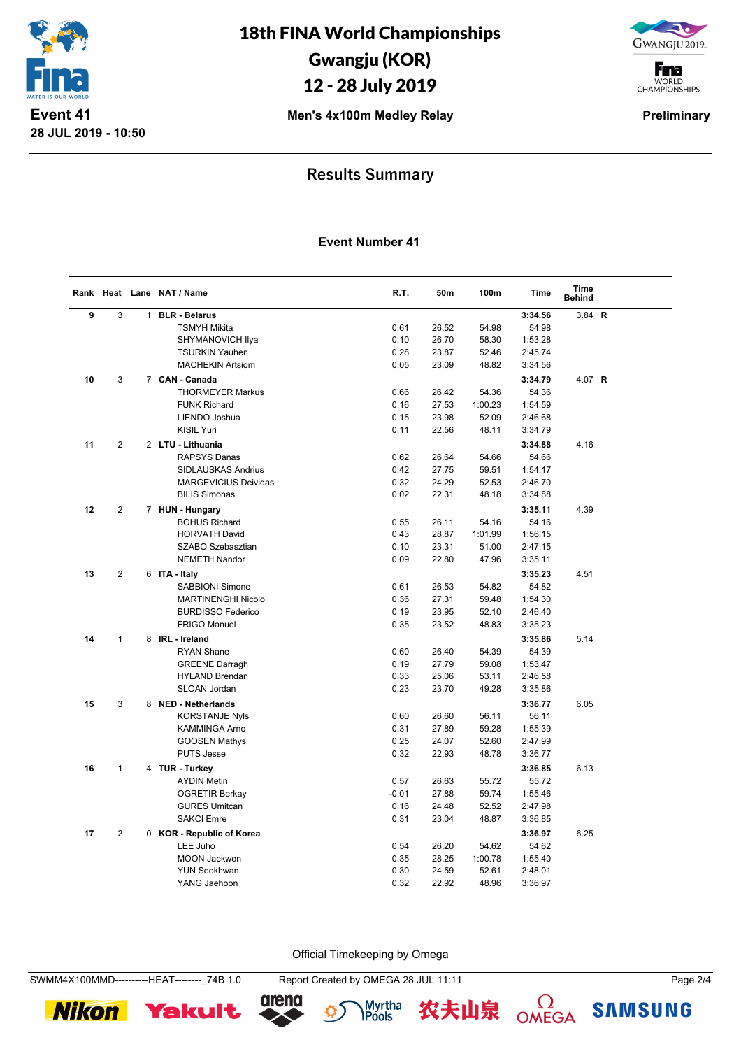# 18th FINA World Championships
# Gwangju (KOR)
# 12 - 28 July 2019

**Event 41**
**28 JUL 2019 - 10:50**

**Men's 4x100m Medley Relay**

**Preliminary**

## Results Summary

### Event Number 41

| Rank | Heat | Lane | NAT / Name | R.T. | 50m | 100m | Time | Time Behind | |
|---|---|---|---|---|---|---|---|---|---|
| 9 | 3 | 1 | **BLR - Belarus** | | | | **3:34.56** | 3.84 | **R** |
| | | | TSMYH Mikita | 0.61 | 26.52 | 54.98 | 54.98 | | |
| | | | SHYMANOVICH Ilya | 0.10 | 26.70 | 58.30 | 1:53.28 | | |
| | | | TSURKIN Yauhen | 0.28 | 23.87 | 52.46 | 2:45.74 | | |
| | | | MACHEKIN Artsiom | 0.05 | 23.09 | 48.82 | 3:34.56 | | |
| 10 | 3 | 7 | **CAN - Canada** | | | | **3:34.79** | 4.07 | **R** |
| | | | THORMEYER Markus | 0.66 | 26.42 | 54.36 | 54.36 | | |
| | | | FUNK Richard | 0.16 | 27.53 | 1:00.23 | 1:54.59 | | |
| | | | LIENDO Joshua | 0.15 | 23.98 | 52.09 | 2:46.68 | | |
| | | | KISIL Yuri | 0.11 | 22.56 | 48.11 | 3:34.79 | | |
| 11 | 2 | 2 | **LTU - Lithuania** | | | | **3:34.88** | 4.16 | |
| | | | RAPSYS Danas | 0.62 | 26.64 | 54.66 | 54.66 | | |
| | | | SIDLAUSKAS Andrius | 0.42 | 27.75 | 59.51 | 1:54.17 | | |
| | | | MARGEVICIUS Deividas | 0.32 | 24.29 | 52.53 | 2:46.70 | | |
| | | | BILIS Simonas | 0.02 | 22.31 | 48.18 | 3:34.88 | | |
| 12 | 2 | 7 | **HUN - Hungary** | | | | **3:35.11** | 4.39 | |
| | | | BOHUS Richard | 0.55 | 26.11 | 54.16 | 54.16 | | |
| | | | HORVATH David | 0.43 | 28.87 | 1:01.99 | 1:56.15 | | |
| | | | SZABO Szebasztian | 0.10 | 23.31 | 51.00 | 2:47.15 | | |
| | | | NEMETH Nandor | 0.09 | 22.80 | 47.96 | 3:35.11 | | |
| 13 | 2 | 6 | **ITA - Italy** | | | | **3:35.23** | 4.51 | |
| | | | SABBIONI Simone | 0.61 | 26.53 | 54.82 | 54.82 | | |
| | | | MARTINENGHI Nicolo | 0.36 | 27.31 | 59.48 | 1:54.30 | | |
| | | | BURDISSO Federico | 0.19 | 23.95 | 52.10 | 2:46.40 | | |
| | | | FRIGO Manuel | 0.35 | 23.52 | 48.83 | 3:35.23 | | |
| 14 | 1 | 8 | **IRL - Ireland** | | | | **3:35.86** | 5.14 | |
| | | | RYAN Shane | 0.60 | 26.40 | 54.39 | 54.39 | | |
| | | | GREENE Darragh | 0.19 | 27.79 | 59.08 | 1:53.47 | | |
| | | | HYLAND Brendan | 0.33 | 25.06 | 53.11 | 2:46.58 | | |
| | | | SLOAN Jordan | 0.23 | 23.70 | 49.28 | 3:35.86 | | |
| 15 | 3 | 8 | **NED - Netherlands** | | | | **3:36.77** | 6.05 | |
| | | | KORSTANJE Nyls | 0.60 | 26.60 | 56.11 | 56.11 | | |
| | | | KAMMINGA Arno | 0.31 | 27.89 | 59.28 | 1:55.39 | | |
| | | | GOOSEN Mathys | 0.25 | 24.07 | 52.60 | 2:47.99 | | |
| | | | PUTS Jesse | 0.32 | 22.93 | 48.78 | 3:36.77 | | |
| 16 | 1 | 4 | **TUR - Turkey** | | | | **3:36.85** | 6.13 | |
| | | | AYDIN Metin | 0.57 | 26.63 | 55.72 | 55.72 | | |
| | | | OGRETIR Berkay | -0.01 | 27.88 | 59.74 | 1:55.46 | | |
| | | | GURES Umitcan | 0.16 | 24.48 | 52.52 | 2:47.98 | | |
| | | | SAKCI Emre | 0.31 | 23.04 | 48.87 | 3:36.85 | | |
| 17 | 2 | 0 | **KOR - Republic of Korea** | | | | **3:36.97** | 6.25 | |
| | | | LEE Juho | 0.54 | 26.20 | 54.62 | 54.62 | | |
| | | | MOON Jaekwon | 0.35 | 28.25 | 1:00.78 | 1:55.40 | | |
| | | | YUN Seokhwan | 0.30 | 24.59 | 52.61 | 2:48.01 | | |
| | | | YANG Jaehoon | 0.32 | 22.92 | 48.96 | 3:36.97 | | |

Official Timekeeping by Omega

SWMM4X100MMD----------HEAT--------_74B 1.0 Report Created by OMEGA 28 JUL 11:11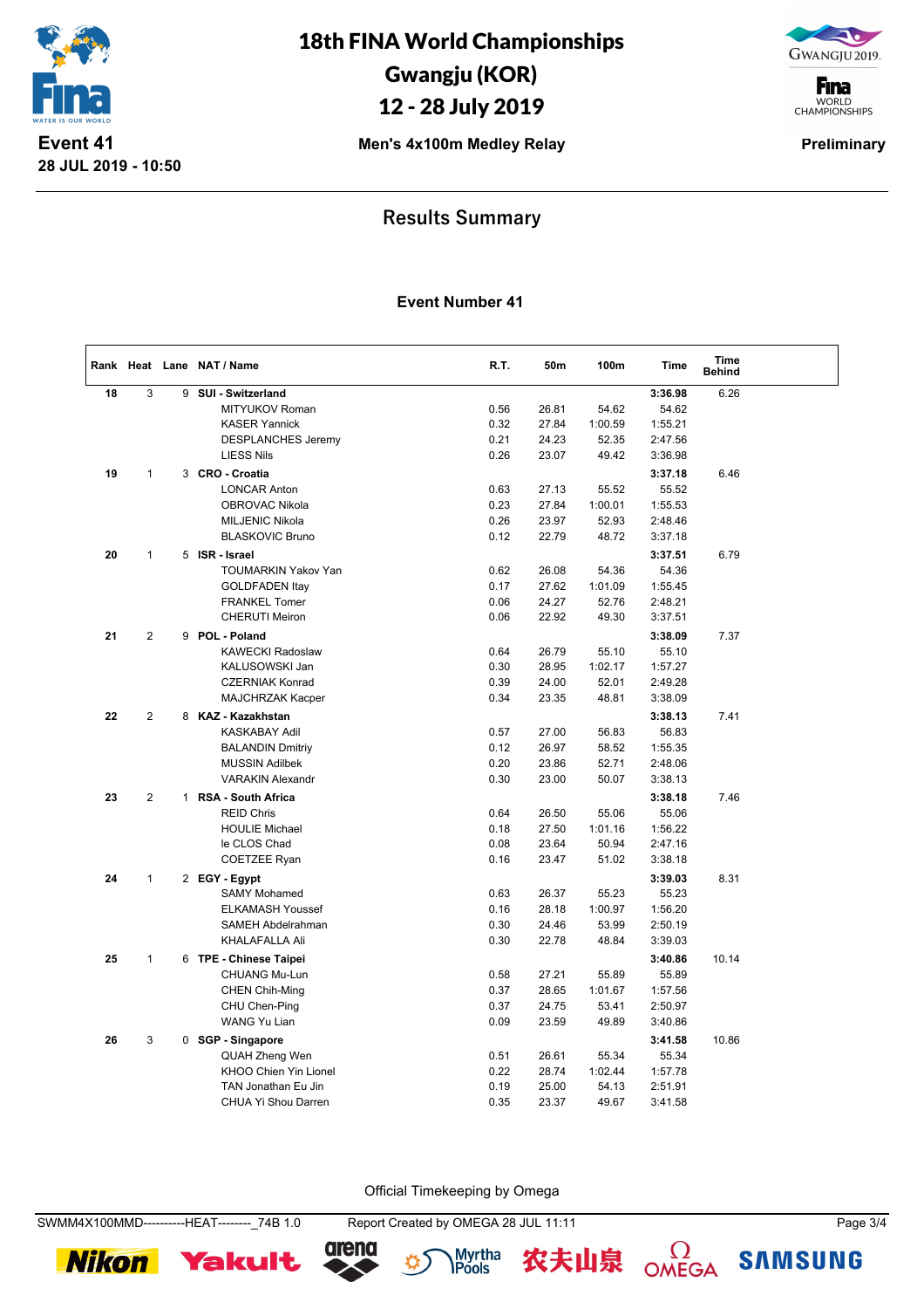# 18th FINA World Championships
# Gwangju (KOR)
# 12 - 28 July 2019

**Event 41**
**28 JUL 2019 - 10:50**

**Men's 4x100m Medley Relay**

**Preliminary**

## Results Summary

### Event Number 41

| Rank | Heat | Lane | NAT / Name | R.T. | 50m | 100m | Time | Time Behind |
|---|---|---|---|---|---|---|---|---|
| 18 | 3 | 9 | **SUI - Switzerland** | | | | **3:36.98** | 6.26 |
| | | | MITYUKOV Roman | 0.56 | 26.81 | 54.62 | 54.62 | |
| | | | KASER Yannick | 0.32 | 27.84 | 1:00.59 | 1:55.21 | |
| | | | DESPLANCHES Jeremy | 0.21 | 24.23 | 52.35 | 2:47.56 | |
| | | | LIESS Nils | 0.26 | 23.07 | 49.42 | 3:36.98 | |
| 19 | 1 | 3 | **CRO - Croatia** | | | | **3:37.18** | 6.46 |
| | | | LONCAR Anton | 0.63 | 27.13 | 55.52 | 55.52 | |
| | | | OBROVAC Nikola | 0.23 | 27.84 | 1:00.01 | 1:55.53 | |
| | | | MILJENIC Nikola | 0.26 | 23.97 | 52.93 | 2:48.46 | |
| | | | BLASKOVIC Bruno | 0.12 | 22.79 | 48.72 | 3:37.18 | |
| 20 | 1 | 5 | **ISR - Israel** | | | | **3:37.51** | 6.79 |
| | | | TOUMARKIN Yakov Yan | 0.62 | 26.08 | 54.36 | 54.36 | |
| | | | GOLDFADEN Itay | 0.17 | 27.62 | 1:01.09 | 1:55.45 | |
| | | | FRANKEL Tomer | 0.06 | 24.27 | 52.76 | 2:48.21 | |
| | | | CHERUTI Meiron | 0.06 | 22.92 | 49.30 | 3:37.51 | |
| 21 | 2 | 9 | **POL - Poland** | | | | **3:38.09** | 7.37 |
| | | | KAWECKI Radoslaw | 0.64 | 26.79 | 55.10 | 55.10 | |
| | | | KALUSOWSKI Jan | 0.30 | 28.95 | 1:02.17 | 1:57.27 | |
| | | | CZERNIAK Konrad | 0.39 | 24.00 | 52.01 | 2:49.28 | |
| | | | MAJCHRZAK Kacper | 0.34 | 23.35 | 48.81 | 3:38.09 | |
| 22 | 2 | 8 | **KAZ - Kazakhstan** | | | | **3:38.13** | 7.41 |
| | | | KASKABAY Adil | 0.57 | 27.00 | 56.83 | 56.83 | |
| | | | BALANDIN Dmitriy | 0.12 | 26.97 | 58.52 | 1:55.35 | |
| | | | MUSSIN Adilbek | 0.20 | 23.86 | 52.71 | 2:48.06 | |
| | | | VARAKIN Alexandr | 0.30 | 23.00 | 50.07 | 3:38.13 | |
| 23 | 2 | 1 | **RSA - South Africa** | | | | **3:38.18** | 7.46 |
| | | | REID Chris | 0.64 | 26.50 | 55.06 | 55.06 | |
| | | | HOULIE Michael | 0.18 | 27.50 | 1:01.16 | 1:56.22 | |
| | | | le CLOS Chad | 0.08 | 23.64 | 50.94 | 2:47.16 | |
| | | | COETZEE Ryan | 0.16 | 23.47 | 51.02 | 3:38.18 | |
| 24 | 1 | 2 | **EGY - Egypt** | | | | **3:39.03** | 8.31 |
| | | | SAMY Mohamed | 0.63 | 26.37 | 55.23 | 55.23 | |
| | | | ELKAMASH Youssef | 0.16 | 28.18 | 1:00.97 | 1:56.20 | |
| | | | SAMEH Abdelrahman | 0.30 | 24.46 | 53.99 | 2:50.19 | |
| | | | KHALAFALLA Ali | 0.30 | 22.78 | 48.84 | 3:39.03 | |
| 25 | 1 | 6 | **TPE - Chinese Taipei** | | | | **3:40.86** | 10.14 |
| | | | CHUANG Mu-Lun | 0.58 | 27.21 | 55.89 | 55.89 | |
| | | | CHEN Chih-Ming | 0.37 | 28.65 | 1:01.67 | 1:57.56 | |
| | | | CHU Chen-Ping | 0.37 | 24.75 | 53.41 | 2:50.97 | |
| | | | WANG Yu Lian | 0.09 | 23.59 | 49.89 | 3:40.86 | |
| 26 | 3 | 0 | **SGP - Singapore** | | | | **3:41.58** | 10.86 |
| | | | QUAH Zheng Wen | 0.51 | 26.61 | 55.34 | 55.34 | |
| | | | KHOO Chien Yin Lionel | 0.22 | 28.74 | 1:02.44 | 1:57.78 | |
| | | | TAN Jonathan Eu Jin | 0.19 | 25.00 | 54.13 | 2:51.91 | |
| | | | CHUA Yi Shou Darren | 0.35 | 23.37 | 49.67 | 3:41.58 | |

Official Timekeeping by Omega

SWMM4X100MMD----------HEAT--------_74B 1.0 Report Created by OMEGA 28 JUL 11:11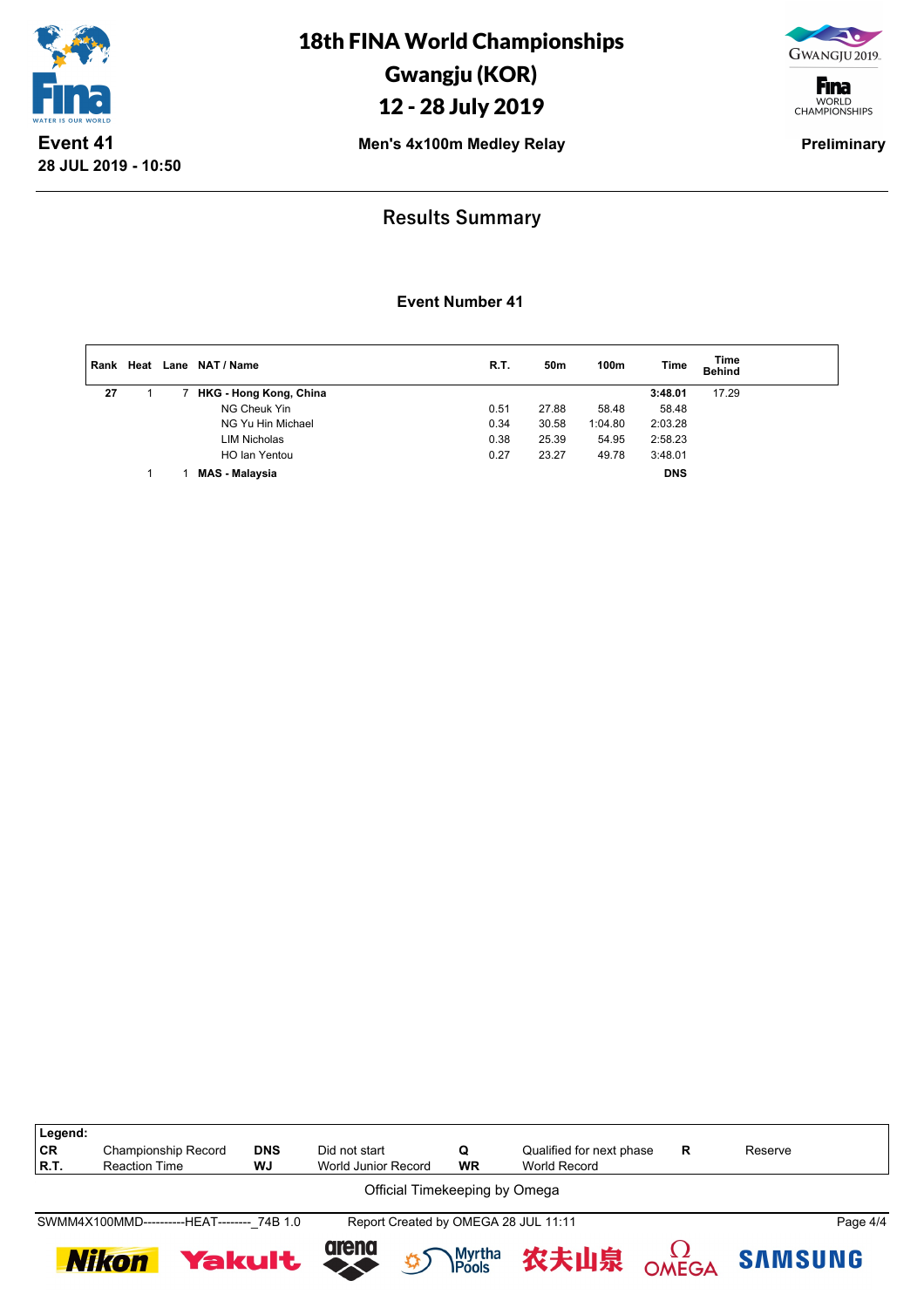# 18th FINA World Championships
# Gwangju (KOR)
# 12 - 28 July 2019

**Event 41**
**28 JUL 2019 - 10:50**

**Men's 4x100m Medley Relay**

**Preliminary**

## Results Summary

### Event Number 41

| Rank | Heat | Lane | NAT / Name | R.T. | 50m | 100m | Time | Time Behind |
|---|---|---|---|---|---|---|---|---|
| 27 | 1 | 7 | **HKG - Hong Kong, China** | | | | **3:48.01** | 17.29 |
| | | | NG Cheuk Yin | 0.51 | 27.88 | 58.48 | 58.48 | |
| | | | NG Yu Hin Michael | 0.34 | 30.58 | 1:04.80 | 2:03.28 | |
| | | | LIM Nicholas | 0.38 | 25.39 | 54.95 | 2:58.23 | |
| | | | HO Ian Yentou | 0.27 | 23.27 | 49.78 | 3:48.01 | |
| | 1 | 1 | **MAS - Malaysia** | | | | **DNS** | |

**Legend:**

| | | | | | | | |
|---|---|---|---|---|---|---|---|
| CR | Championship Record | DNS | Did not start | Q | Qualified for next phase | R | Reserve |
| R.T. | Reaction Time | WJ | World Junior Record | WR | World Record | | |

Official Timekeeping by Omega

SWMM4X100MMD----------HEAT--------_74B 1.0 Report Created by OMEGA 28 JUL 11:11